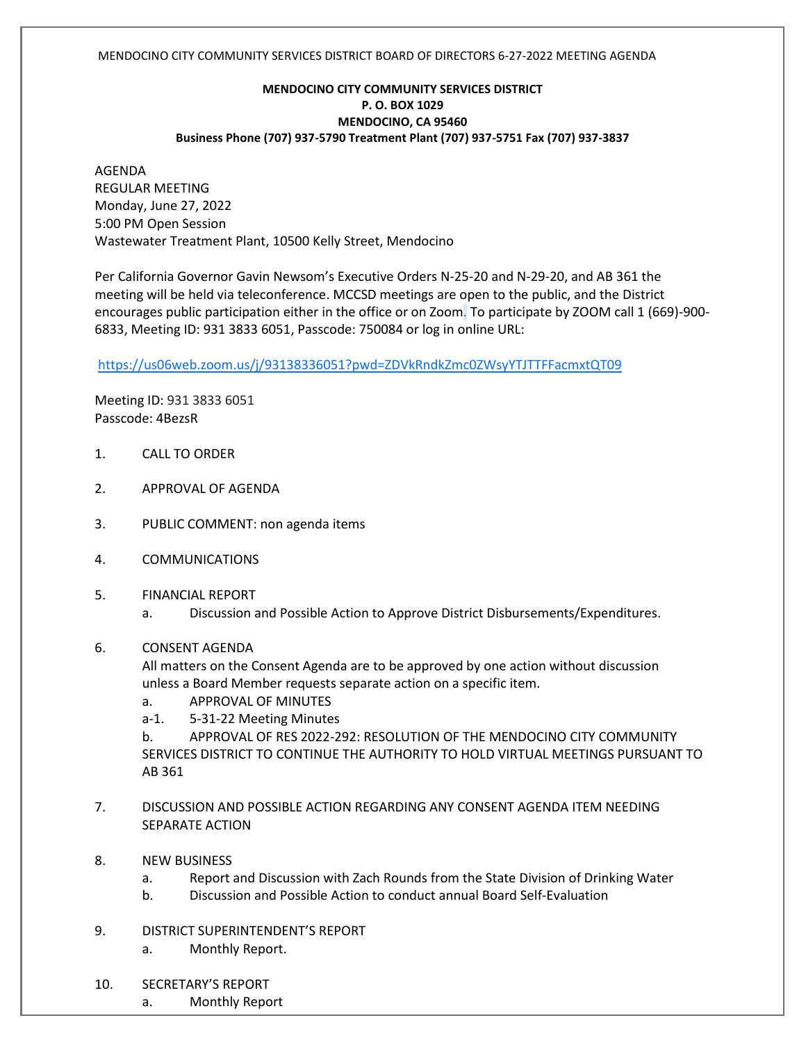**MENDOCINO CITY COMMUNITY SERVICES DISTRICT**
**P. O. BOX 1029**
**MENDOCINO, CA 95460**
**Business Phone (707) 937-5790 Treatment Plant (707) 937-5751 Fax (707) 937-3837**

AGENDA
REGULAR MEETING
Monday, June 27, 2022
5:00 PM Open Session
Wastewater Treatment Plant, 10500 Kelly Street, Mendocino

Per California Governor Gavin Newsom's Executive Orders N-25-20 and N-29-20, and AB 361 the meeting will be held via teleconference. MCCSD meetings are open to the public, and the District encourages public participation either in the office or on Zoom. To participate by ZOOM call 1 (669)-900-6833, Meeting ID: 931 3833 6051, Passcode: 750084 or log in online URL:

https://us06web.zoom.us/j/93138336051?pwd=ZDVkRndkZmc0ZWsyYTJTTFFacmxtQT09

Meeting ID: 931 3833 6051
Passcode: 4BezsR

1. CALL TO ORDER

2. APPROVAL OF AGENDA

3. PUBLIC COMMENT: non agenda items

4. COMMUNICATIONS

5. FINANCIAL REPORT
   a. Discussion and Possible Action to Approve District Disbursements/Expenditures.

6. CONSENT AGENDA
   All matters on the Consent Agenda are to be approved by one action without discussion unless a Board Member requests separate action on a specific item.
   a. APPROVAL OF MINUTES
   a-1. 5-31-22 Meeting Minutes
   b. APPROVAL OF RES 2022-292: RESOLUTION OF THE MENDOCINO CITY COMMUNITY SERVICES DISTRICT TO CONTINUE THE AUTHORITY TO HOLD VIRTUAL MEETINGS PURSUANT TO AB 361

7. DISCUSSION AND POSSIBLE ACTION REGARDING ANY CONSENT AGENDA ITEM NEEDING SEPARATE ACTION

8. NEW BUSINESS
   a. Report and Discussion with Zach Rounds from the State Division of Drinking Water
   b. Discussion and Possible Action to conduct annual Board Self-Evaluation

9. DISTRICT SUPERINTENDENT'S REPORT
   a. Monthly Report.

10. SECRETARY'S REPORT
   a. Monthly Report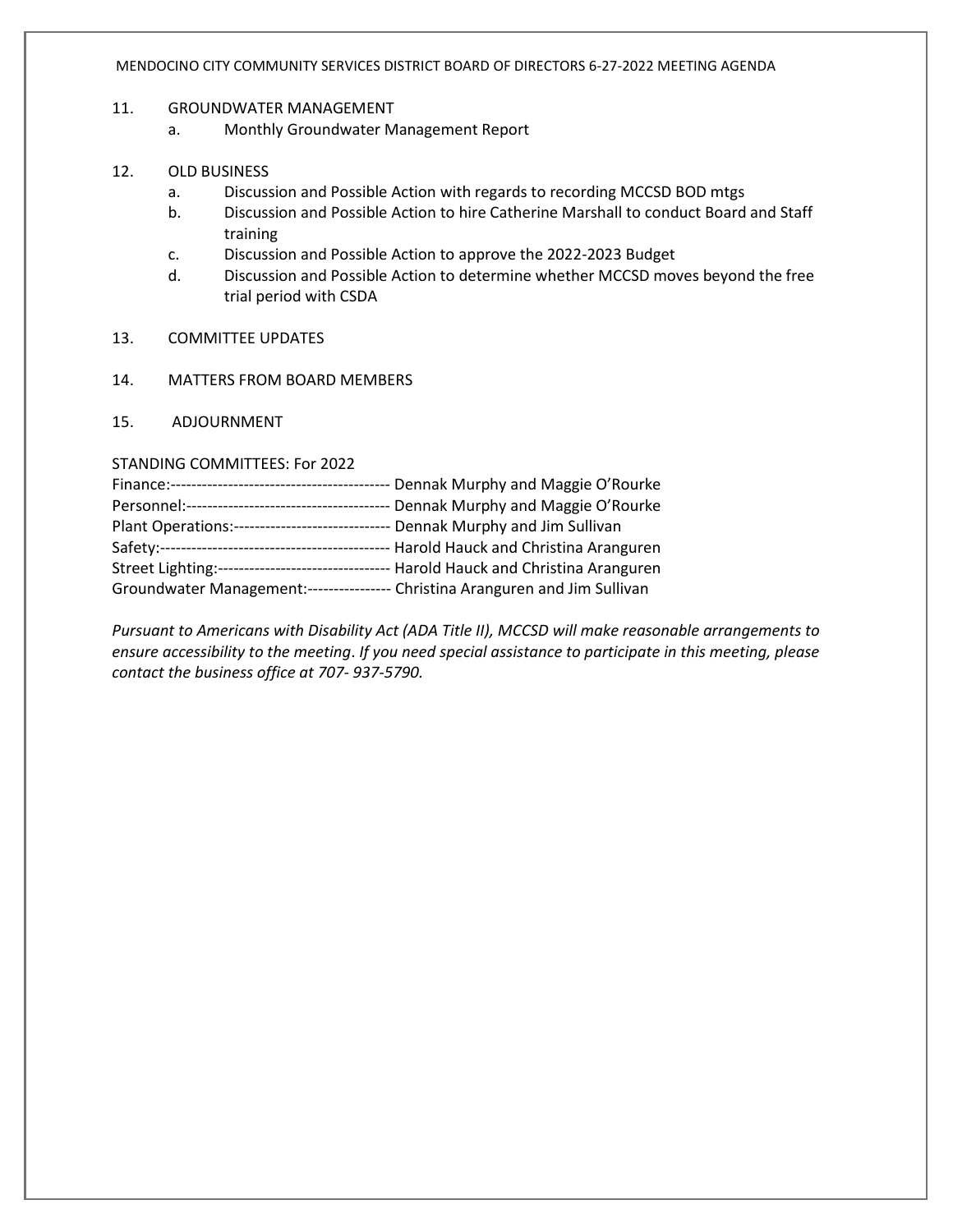11. GROUNDWATER MANAGEMENT
    a. Monthly Groundwater Management Report

12. OLD BUSINESS
    a. Discussion and Possible Action with regards to recording MCCSD BOD mtgs
    b. Discussion and Possible Action to hire Catherine Marshall to conduct Board and Staff training
    c. Discussion and Possible Action to approve the 2022-2023 Budget
    d. Discussion and Possible Action to determine whether MCCSD moves beyond the free trial period with CSDA

13. COMMITTEE UPDATES

14. MATTERS FROM BOARD MEMBERS

15. ADJOURNMENT

STANDING COMMITTEES: For 2022

Finance:------------------------------------------ Dennak Murphy and Maggie O'Rourke
Personnel:--------------------------------------- Dennak Murphy and Maggie O'Rourke
Plant Operations:------------------------------ Dennak Murphy and Jim Sullivan
Safety:-------------------------------------------- Harold Hauck and Christina Aranguren
Street Lighting:--------------------------------- Harold Hauck and Christina Aranguren
Groundwater Management:---------------- Christina Aranguren and Jim Sullivan

*Pursuant to Americans with Disability Act (ADA Title II), MCCSD will make reasonable arrangements to ensure accessibility to the meeting. If you need special assistance to participate in this meeting, please contact the business office at 707- 937-5790.*